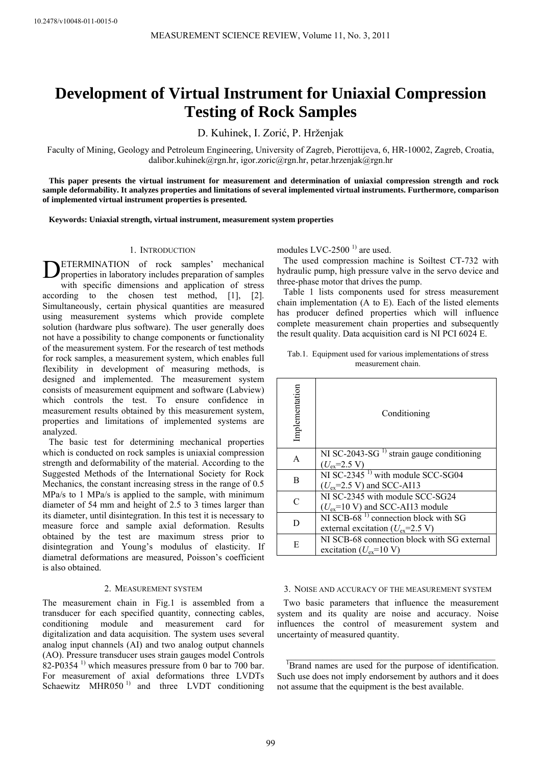10.2478/v10048-011-0015-0

# Development of Virtual Instrument for Uniaxial Compression Testing of Rock Samples

D. Kuhinek, I. Zorić, P. Hrženjak

Faculty of Mining, Geology and Petroleum Engineering, University of Zagreb, Pierottijeva, 6, HR-10002, Zagreb, Croatia, dalibor.kuhinek@rgn.hr, igor.zoric@rgn.hr, petar.hrzenjak@rgn.hr

**This paper presents the virtual instrument for measurement and determination of uniaxial compression strength and rock sample deformability. It analyzes properties and limitations of several implemented virtual instruments. Furthermore, comparison of implemented virtual instrument properties is presented.**

**Keywords: Uniaxial strength, virtual instrument, measurement system properties**

## 1. Introduction

DETERMINATION of rock samples' mechanical properties in laboratory includes preparation of samples with specific dimensions and application of stress according to the chosen test method, [1], [2]. Simultaneously, certain physical quantities are measured using measurement systems which provide complete solution (hardware plus software). The user generally does not have a possibility to change components or functionality of the measurement system. For the research of test methods for rock samples, a measurement system, which enables full flexibility in development of measuring methods, is designed and implemented. The measurement system consists of measurement equipment and software (Labview) which controls the test. To ensure confidence in measurement results obtained by this measurement system, properties and limitations of implemented systems are analyzed.

The basic test for determining mechanical properties which is conducted on rock samples is uniaxial compression strength and deformability of the material. According to the Suggested Methods of the International Society for Rock Mechanics, the constant increasing stress in the range of 0.5 MPa/s to 1 MPa/s is applied to the sample, with minimum diameter of 54 mm and height of 2.5 to 3 times larger than its diameter, until disintegration. In this test it is necessary to measure force and sample axial deformation. Results obtained by the test are maximum stress prior to disintegration and Young's modulus of elasticity. If diametral deformations are measured, Poisson's coefficient is also obtained.

## 2. Measurement system

The measurement chain in Fig.1 is assembled from a transducer for each specified quantity, connecting cables, conditioning module and measurement card for digitalization and data acquisition. The system uses several analog input channels (AI) and two analog output channels (AO). Pressure transducer uses strain gauges model Controls 82-P0354 [1] which measures pressure from 0 bar to 700 bar. For measurement of axial deformations three LVDTs Schaewitz MHR050 [1] and three LVDT conditioning modules LVC-2500 [1] are used.

The used compression machine is Soiltest CT-732 with hydraulic pump, high pressure valve in the servo device and three-phase motor that drives the pump.

Table 1 lists components used for stress measurement chain implementation (A to E). Each of the listed elements has producer defined properties which will influence complete measurement chain properties and subsequently the result quality. Data acquisition card is NI PCI 6024 E.

Tab.1. Equipment used for various implementations of stress measurement chain.

| Implementation | Conditioning |
|---|---|
| A | NI SC-2043-SG [1] strain gauge conditioning ($U_{ex}$=2.5 V) |
| B | NI SC-2345 [1] with module SCC-SG04 ($U_{ex}$=2.5 V) and SCC-AI13 |
| C | NI SC-2345 with module SCC-SG24 ($U_{ex}$=10 V) and SCC-AI13 module |
| D | NI SCB-68 [1] connection block with SG external excitation ($U_{ex}$=2.5 V) |
| E | NI SCB-68 connection block with SG external excitation ($U_{ex}$=10 V) |

## 3. Noise and accuracy of the measurement system

Two basic parameters that influence the measurement system and its quality are noise and accuracy. Noise influences the control of measurement system and uncertainty of measured quantity.

[1]Brand names are used for the purpose of identification. Such use does not imply endorsement by authors and it does not assume that the equipment is the best available.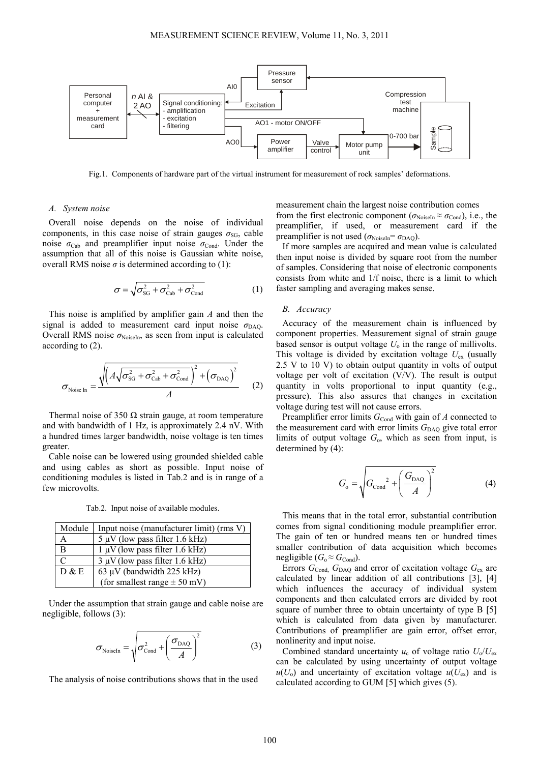Fig.1. Components of hardware part of the virtual instrument for measurement of rock samples' deformations.

### A. System noise

Overall noise depends on the noise of individual components, in this case noise of strain gauges $\sigma_{SG}$, cable noise $\sigma_{Cab}$ and preamplifier input noise $\sigma_{Cond}$. Under the assumption that all of this noise is Gaussian white noise, overall RMS noise $\sigma$ is determined according to (1):

$$\sigma = \sqrt{\sigma_{SG}^2 + \sigma_{Cab}^2 + \sigma_{Cond}^2} \qquad (1)$$

This noise is amplified by amplifier gain $A$ and then the signal is added to measurement card input noise $\sigma_{DAQ}$. Overall RMS noise $\sigma_{NoiseIn}$, as seen from input is calculated according to (2).

$$\sigma_{Noise\ In} = \frac{\sqrt{\left(A\sqrt{\sigma_{SG}^2 + \sigma_{Cab}^2 + \sigma_{Cond}^2}\right)^2 + \left(\sigma_{DAQ}\right)^2}}{A} \qquad (2)$$

Thermal noise of 350 Ω strain gauge, at room temperature and with bandwidth of 1 Hz, is approximately 2.4 nV. With a hundred times larger bandwidth, noise voltage is ten times greater.

Cable noise can be lowered using grounded shielded cable and using cables as short as possible. Input noise of conditioning modules is listed in Tab.2 and is in range of a few microvolts.

Tab.2. Input noise of available modules.

| Module | Input noise (manufacturer limit) (rms V) |
|---|---|
| A | 5 μV (low pass filter 1.6 kHz) |
| B | 1 μV (low pass filter 1.6 kHz) |
| C | 3 μV (low pass filter 1.6 kHz) |
| D & E | 63 μV (bandwidth 225 kHz) (for smallest range ± 50 mV) |

Under the assumption that strain gauge and cable noise are negligible, follows (3):

$$\sigma_{NoiseIn} = \sqrt{\sigma_{Cond}^2 + \left(\frac{\sigma_{DAQ}}{A}\right)^2} \qquad (3)$$

The analysis of noise contributions shows that in the used measurement chain the largest noise contribution comes from the first electronic component ($\sigma_{NoiseIn} \approx \sigma_{Cond}$), i.e., the preamplifier, if used, or measurement card if the preamplifier is not used ($\sigma_{NoiseIn} = \sigma_{DAQ}$).

If more samples are acquired and mean value is calculated then input noise is divided by square root from the number of samples. Considering that noise of electronic components consists from white and 1/f noise, there is a limit to which faster sampling and averaging makes sense.

### B. Accuracy

Accuracy of the measurement chain is influenced by component properties. Measurement signal of strain gauge based sensor is output voltage $U_o$ in the range of millivolts. This voltage is divided by excitation voltage $U_{ex}$ (usually 2.5 V to 10 V) to obtain output quantity in volts of output voltage per volt of excitation (V/V). The result is output quantity in volts proportional to input quantity (e.g., pressure). This also assures that changes in excitation voltage during test will not cause errors.

Preamplifier error limits $G_{Cond}$ with gain of $A$ connected to the measurement card with error limits $G_{DAQ}$ give total error limits of output voltage $G_o$, which as seen from input, is determined by (4):

$$G_o = \sqrt{{G_{Cond}}^2 + \left(\frac{G_{DAQ}}{A}\right)^2} \qquad (4)$$

This means that in the total error, substantial contribution comes from signal conditioning module preamplifier error. The gain of ten or hundred means ten or hundred times smaller contribution of data acquisition which becomes negligible ($G_o \approx G_{Cond}$).

Errors $G_{Cond}$, $G_{DAQ}$ and error of excitation voltage $G_{ex}$ are calculated by linear addition of all contributions [3], [4] which influences the accuracy of individual system components and then calculated errors are divided by root square of number three to obtain uncertainty of type B [5] which is calculated from data given by manufacturer. Contributions of preamplifier are gain error, offset error, nonlinearity and input noise.

Combined standard uncertainty $u_c$ of voltage ratio $U_o/U_{ex}$ can be calculated by using uncertainty of output voltage $u(U_o)$ and uncertainty of excitation voltage $u(U_{ex})$ and is calculated according to GUM [5] which gives (5).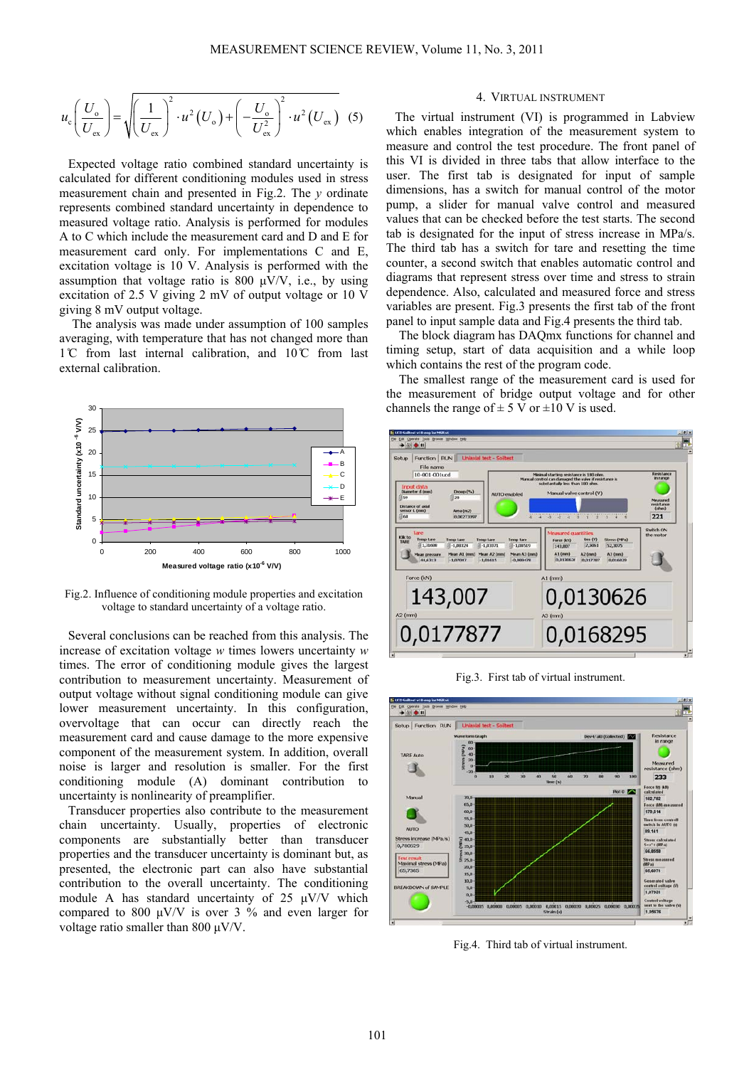$$u_c\left(\frac{U_o}{U_{ex}}\right)=\sqrt{\left(\frac{1}{U_{ex}}\right)^2\cdot u^2\left(U_o\right)+\left(-\frac{U_o}{U_{ex}^2}\right)^2\cdot u^2\left(U_{ex}\right)} \quad (5)$$

Expected voltage ratio combined standard uncertainty is calculated for different conditioning modules used in stress measurement chain and presented in Fig.2. The $y$ ordinate represents combined standard uncertainty in dependence to measured voltage ratio. Analysis is performed for modules A to C which include the measurement card and D and E for measurement card only. For implementations C and E, excitation voltage is 10 V. Analysis is performed with the assumption that voltage ratio is 800 μV/V, i.e., by using excitation of 2.5 V giving 2 mV of output voltage or 10 V giving 8 mV output voltage.

The analysis was made under assumption of 100 samples averaging, with temperature that has not changed more than 1℃ from last internal calibration, and 10℃ from last external calibration.

Fig.2. Influence of conditioning module properties and excitation voltage to standard uncertainty of a voltage ratio.

Several conclusions can be reached from this analysis. The increase of excitation voltage $w$ times lowers uncertainty $w$ times. The error of conditioning module gives the largest contribution to measurement uncertainty. Measurement of output voltage without signal conditioning module can give lower measurement uncertainty. In this configuration, overvoltage that can occur can directly reach the measurement card and cause damage to the more expensive component of the measurement system. In addition, overall noise is larger and resolution is smaller. For the first conditioning module (A) dominant contribution to uncertainty is nonlinearity of preamplifier.

Transducer properties also contribute to the measurement chain uncertainty. Usually, properties of electronic components are substantially better than transducer properties and the transducer uncertainty is dominant but, as presented, the electronic part can also have substantial contribution to the overall uncertainty. The conditioning module A has standard uncertainty of 25 μV/V which compared to 800 μV/V is over 3 % and even larger for voltage ratio smaller than 800 μV/V.

## 4. Virtual instrument

The virtual instrument (VI) is programmed in Labview which enables integration of the measurement system to measure and control the test procedure. The front panel of this VI is divided in three tabs that allow interface to the user. The first tab is designated for input of sample dimensions, has a switch for manual control of the motor pump, a slider for manual valve control and measured values that can be checked before the test starts. The second tab is designated for the input of stress increase in MPa/s. The third tab has a switch for tare and resetting the time counter, a second switch that enables automatic control and diagrams that represent stress over time and stress to strain dependence. Also, calculated and measured force and stress variables are present. Fig.3 presents the first tab of the front panel to input sample data and Fig.4 presents the third tab.

The block diagram has DAQmx functions for channel and timing setup, start of data acquisition and a while loop which contains the rest of the program code.

The smallest range of the measurement card is used for the measurement of bridge output voltage and for other channels the range of ± 5 V or ±10 V is used.

Fig.3. First tab of virtual instrument.

Fig.4. Third tab of virtual instrument.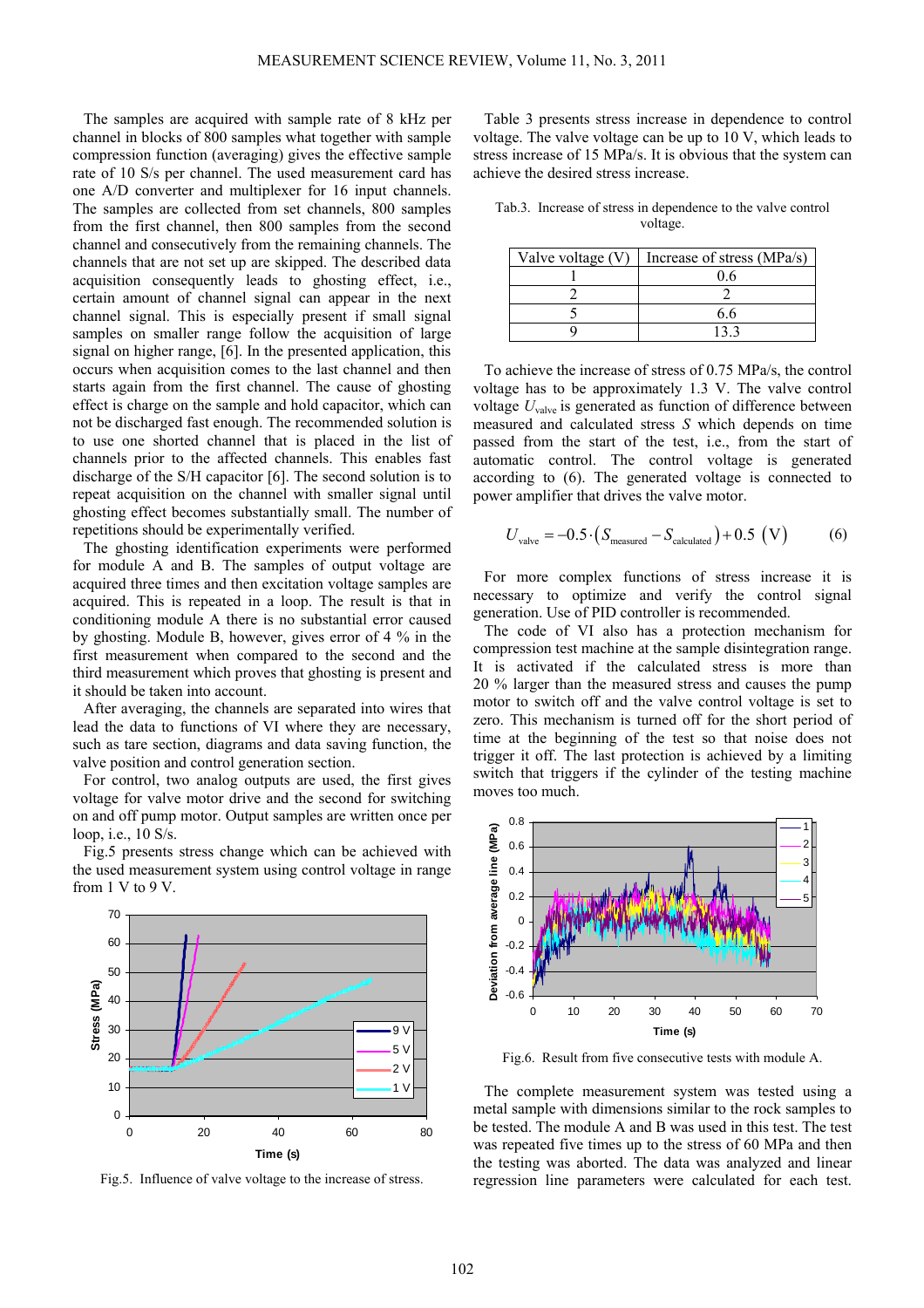The samples are acquired with sample rate of 8 kHz per channel in blocks of 800 samples what together with sample compression function (averaging) gives the effective sample rate of 10 S/s per channel. The used measurement card has one A/D converter and multiplexer for 16 input channels. The samples are collected from set channels, 800 samples from the first channel, then 800 samples from the second channel and consecutively from the remaining channels. The channels that are not set up are skipped. The described data acquisition consequently leads to ghosting effect, i.e., certain amount of channel signal can appear in the next channel signal. This is especially present if small signal samples on smaller range follow the acquisition of large signal on higher range, [6]. In the presented application, this occurs when acquisition comes to the last channel and then starts again from the first channel. The cause of ghosting effect is charge on the sample and hold capacitor, which can not be discharged fast enough. The recommended solution is to use one shorted channel that is placed in the list of channels prior to the affected channels. This enables fast discharge of the S/H capacitor [6]. The second solution is to repeat acquisition on the channel with smaller signal until ghosting effect becomes substantially small. The number of repetitions should be experimentally verified.

The ghosting identification experiments were performed for module A and B. The samples of output voltage are acquired three times and then excitation voltage samples are acquired. This is repeated in a loop. The result is that in conditioning module A there is no substantial error caused by ghosting. Module B, however, gives error of 4 % in the first measurement when compared to the second and the third measurement which proves that ghosting is present and it should be taken into account.

After averaging, the channels are separated into wires that lead the data to functions of VI where they are necessary, such as tare section, diagrams and data saving function, the valve position and control generation section.

For control, two analog outputs are used, the first gives voltage for valve motor drive and the second for switching on and off pump motor. Output samples are written once per loop, i.e., 10 S/s.

Fig.5 presents stress change which can be achieved with the used measurement system using control voltage in range from 1 V to 9 V.

Fig.5. Influence of valve voltage to the increase of stress.

Table 3 presents stress increase in dependence to control voltage. The valve voltage can be up to 10 V, which leads to stress increase of 15 MPa/s. It is obvious that the system can achieve the desired stress increase.

Tab.3. Increase of stress in dependence to the valve control voltage.

| Valve voltage (V) | Increase of stress (MPa/s) |
|---|---|
| 1 | 0.6 |
| 2 | 2 |
| 5 | 6.6 |
| 9 | 13.3 |

To achieve the increase of stress of 0.75 MPa/s, the control voltage has to be approximately 1.3 V. The valve control voltage $U_{\text{valve}}$ is generated as function of difference between measured and calculated stress $S$ which depends on time passed from the start of the test, i.e., from the start of automatic control. The control voltage is generated according to (6). The generated voltage is connected to power amplifier that drives the valve motor.

$$U_{\text{valve}} = -0.5 \cdot \left(S_{\text{measured}} - S_{\text{calculated}}\right) + 0.5 \ (\text{V}) \qquad (6)$$

For more complex functions of stress increase it is necessary to optimize and verify the control signal generation. Use of PID controller is recommended.

The code of VI also has a protection mechanism for compression test machine at the sample disintegration range. It is activated if the calculated stress is more than 20 % larger than the measured stress and causes the pump motor to switch off and the valve control voltage is set to zero. This mechanism is turned off for the short period of time at the beginning of the test so that noise does not trigger it off. The last protection is achieved by a limiting switch that triggers if the cylinder of the testing machine moves too much.

Fig.6. Result from five consecutive tests with module A.

The complete measurement system was tested using a metal sample with dimensions similar to the rock samples to be tested. The module A and B was used in this test. The test was repeated five times up to the stress of 60 MPa and then the testing was aborted. The data was analyzed and linear regression line parameters were calculated for each test.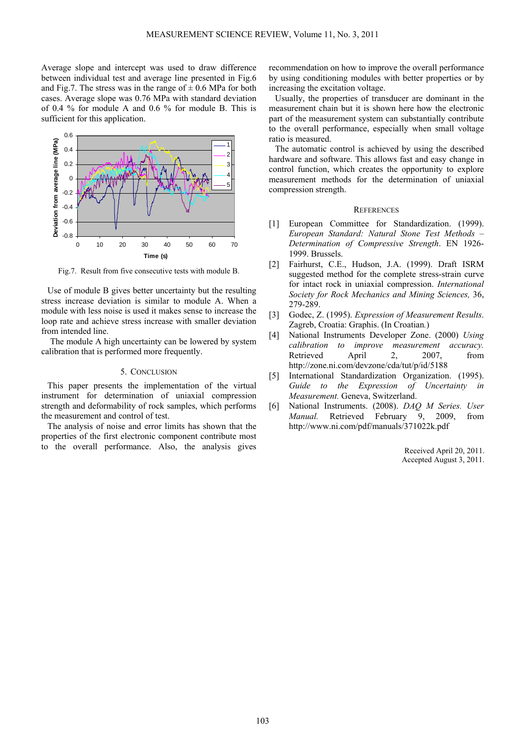Average slope and intercept was used to draw difference between individual test and average line presented in Fig.6 and Fig.7. The stress was in the range of ± 0.6 MPa for both cases. Average slope was 0.76 MPa with standard deviation of 0.4 % for module A and 0.6 % for module B. This is sufficient for this application.

Deviation from average line (MPa)
0.6
0.4
0.2
0
-0.2
-0.4
-0.6
-0.8
0 10 20 30 40 50 60 70
Time (s)
1
2
3
4
5

Fig.7. Result from five consecutive tests with module B.

Use of module B gives better uncertainty but the resulting stress increase deviation is similar to module A. When a module with less noise is used it makes sense to increase the loop rate and achieve stress increase with smaller deviation from intended line.

The module A high uncertainty can be lowered by system calibration that is performed more frequently.

## 5. Conclusion

This paper presents the implementation of the virtual instrument for determination of uniaxial compression strength and deformability of rock samples, which performs the measurement and control of test.

The analysis of noise and error limits has shown that the properties of the first electronic component contribute most to the overall performance. Also, the analysis gives recommendation on how to improve the overall performance by using conditioning modules with better properties or by increasing the excitation voltage.

Usually, the properties of transducer are dominant in the measurement chain but it is shown here how the electronic part of the measurement system can substantially contribute to the overall performance, especially when small voltage ratio is measured.

The automatic control is achieved by using the described hardware and software. This allows fast and easy change in control function, which creates the opportunity to explore measurement methods for the determination of uniaxial compression strength.

## References

[1] European Committee for Standardization. (1999). *European Standard: Natural Stone Test Methods – Determination of Compressive Strength*. EN 1926-1999. Brussels.

[2] Fairhurst, C.E., Hudson, J.A. (1999). Draft ISRM suggested method for the complete stress-strain curve for intact rock in uniaxial compression. *International Society for Rock Mechanics and Mining Sciences,* 36, 279-289.

[3] Godec, Z. (1995). *Expression of Measurement Results*. Zagreb, Croatia: Graphis. (In Croatian.)

[4] National Instruments Developer Zone. (2000) *Using calibration to improve measurement accuracy.* Retrieved April 2, 2007, from http://zone.ni.com/devzone/cda/tut/p/id/5188

[5] International Standardization Organization. (1995). *Guide to the Expression of Uncertainty in Measurement.* Geneva, Switzerland.

[6] National Instruments. (2008). *DAQ M Series. User Manual.* Retrieved February 9, 2009, from http://www.ni.com/pdf/manuals/371022k.pdf

Received April 20, 2011.
Accepted August 3, 2011.